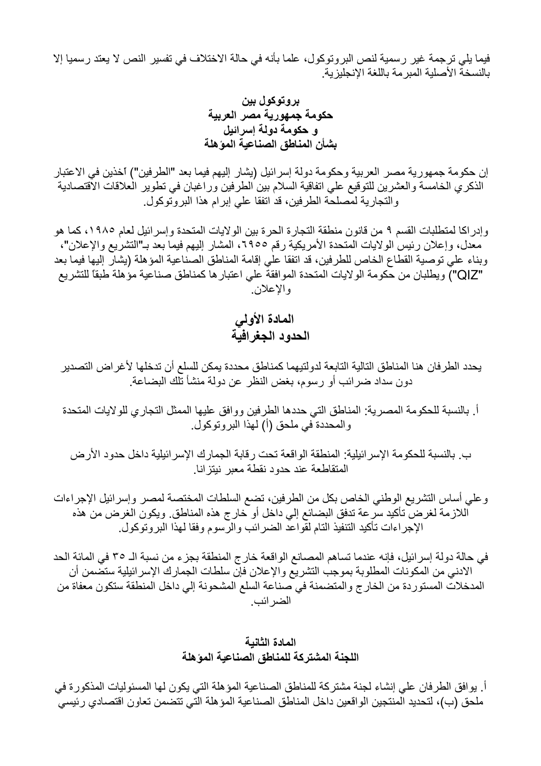فيما يلي ترجمة غير رسمية لنص البروتوكول، علما بأنه في حالة الاختلاف في تفسير النص لا يعتد رسميا إلا بالنسخة الأصلية المبرمة باللغة الإنجليزية.

**بروتوكول بين**
**حكومة جمهورية مصر العربية**
**و حكومة دولة إسرائيل**
**بشأن المناطق الصناعية المؤهلة**

إن حكومة جمهورية مصر العربية وحكومة دولة إسرائيل (يشار إليهم فيما بعد "الطرفين") آخذين في الاعتبار الذكري الخامسة والعشرين للتوقيع علي اتفاقية السلام بين الطرفين وراغبان في تطوير العلاقات الاقتصادية والتجارية لمصلحة الطرفين، قد اتفقا علي إبرام هذا البروتوكول.

وإدراكا لمتطلبات القسم ٩ من قانون منطقة التجارة الحرة بين الولايات المتحدة وإسرائيل لعام ١٩٨٥، كما هو معدل، وإعلان رئيس الولايات المتحدة الأمريكية رقم ٦٩٥٥، المشار إليهم فيما بعد بـ"التشريع والإعلان"، وبناء علي توصية القطاع الخاص للطرفين، قد اتفقا علي إقامة المناطق الصناعية المؤهلة (يشار إليها فيما بعد "QIZ") ويطلبان من حكومة الولايات المتحدة الموافقة علي اعتبارها كمناطق صناعية مؤهلة طبقاً للتشريع والإعلان.

## المادة الأولي
## الحدود الجغرافية

يحدد الطرفان هنا المناطق التالية التابعة لدولتيهما كمناطق محددة يمكن للسلع أن تدخلها لأغراض التصدير دون سداد ضرائب أو رسوم، بغض النظر عن دولة منشأ تلك البضاعة.

أ. بالنسبة للحكومة المصرية: المناطق التي حددها الطرفين ووافق عليها الممثل التجاري للولايات المتحدة والمحددة في ملحق (أ) لهذا البروتوكول.

ب. بالنسبة للحكومة الإسرائيلية: المنطقة الواقعة تحت رقابة الجمارك الإسرائيلية داخل حدود الأرض المتقاطعة عند حدود نقطة معبر نيتزانا.

وعلي أساس التشريع الوطني الخاص بكل من الطرفين، تضع السلطات المختصة لمصر وإسرائيل الإجراءات اللازمة لغرض تأكيد سرعة تدفق البضائع إلي داخل أو خارج هذه المناطق. ويكون الغرض من هذه الإجراءات تأكيد التنفيذ التام لقواعد الضرائب والرسوم وفقا لهذا البروتوكول.

في حالة دولة إسرائيل، فإنه عندما تساهم المصانع الواقعة خارج المنطقة بجزء من نسبة الـ ٣٥ في المائة الحد الادني من المكونات المطلوبة بموجب التشريع والإعلان فإن سلطات الجمارك الإسرائيلية ستضمن أن المدخلات المستوردة من الخارج والمتضمنة في صناعة السلع المشحونة إلي داخل المنطقة ستكون معفاة من الضرائب.

### المادة الثانية
### اللجنة المشتركة للمناطق الصناعية المؤهلة

أ. يوافق الطرفان علي إنشاء لجنة مشتركة للمناطق الصناعية المؤهلة التي يكون لها المسئوليات المذكورة في ملحق (ب)، لتحديد المنتجين الواقعين داخل المناطق الصناعية المؤهلة التي تتضمن تعاون اقتصادي رئيسي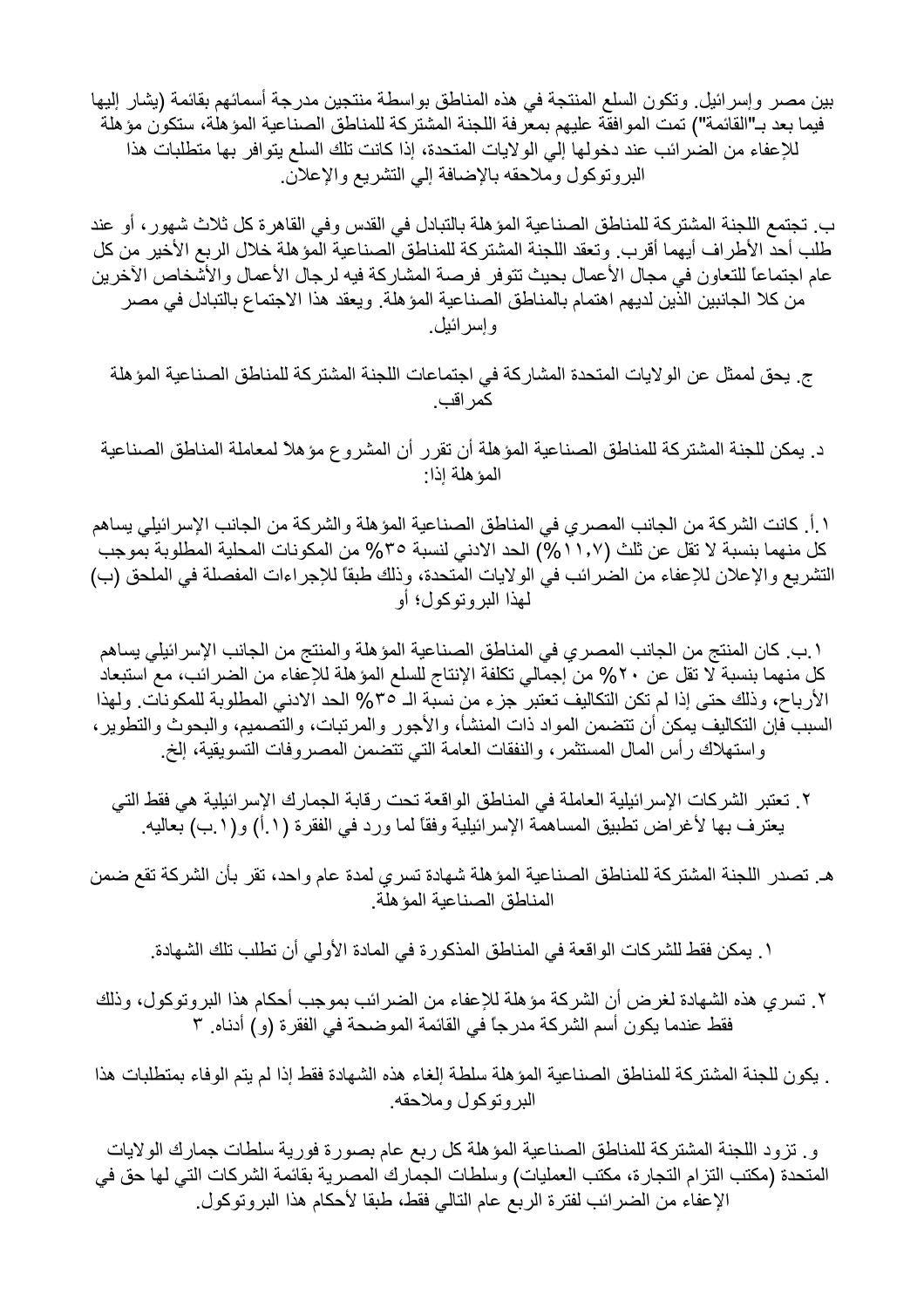بين مصر وإسرائيل. وتكون السلع المنتجة في هذه المناطق بواسطة منتجين مدرجة أسمائهم بقائمة (يشار إليها فيما بعد بـ"القائمة") تمت الموافقة عليهم بمعرفة اللجنة المشتركة للمناطق الصناعية المؤهلة، ستكون مؤهلة للإعفاء من الضرائب عند دخولها إلي الولايات المتحدة، إذا كانت تلك السلع يتوافر بها متطلبات هذا البروتوكول وملاحقه بالإضافة إلي التشريع والإعلان.

ب. تجتمع اللجنة المشتركة للمناطق الصناعية المؤهلة بالتبادل في القدس وفي القاهرة كل ثلاث شهور، أو عند طلب أحد الأطراف أيهما أقرب. وتعقد اللجنة المشتركة للمناطق الصناعية المؤهلة خلال الربع الأخير من كل عام اجتماعاً للتعاون في مجال الأعمال بحيث تتوفر فرصة المشاركة فيه لرجال الأعمال والأشخاص الآخرين من كلا الجانبين الذين لديهم اهتمام بالمناطق الصناعية المؤهلة. ويعقد هذا الاجتماع بالتبادل في مصر وإسرائيل.

ج. يحق لممثل عن الولايات المتحدة المشاركة في اجتماعات اللجنة المشتركة للمناطق الصناعية المؤهلة كمراقب.

د. يمكن للجنة المشتركة للمناطق الصناعية المؤهلة أن تقرر أن المشروع مؤهلاً لمعاملة المناطق الصناعية المؤهلة إذا:

١.أ. كانت الشركة من الجانب المصري في المناطق الصناعية المؤهلة والشركة من الجانب الإسرائيلي يساهم كل منهما بنسبة لا تقل عن ثلث (١١,٧%) الحد الادني لنسبة ٣٥% من المكونات المحلية المطلوبة بموجب التشريع والإعلان للإعفاء من الضرائب في الولايات المتحدة، وذلك طبقاً للإجراءات المفصلة في الملحق (ب) لهذا البروتوكول؛ أو

١.ب. كان المنتج من الجانب المصري في المناطق الصناعية المؤهلة والمنتج من الجانب الإسرائيلي يساهم كل منهما بنسبة لا تقل عن ٢٠% من إجمالي تكلفة الإنتاج للسلع المؤهلة للإعفاء من الضرائب، مع استبعاد الأرباح، وذلك حتى إذا لم تكن التكاليف تعتبر جزء من نسبة الـ ٣٥% الحد الادني المطلوبة للمكونات. ولهذا السبب فإن التكاليف يمكن أن تتضمن المواد ذات المنشأ، والأجور والمرتبات، والتصميم، والبحوث والتطوير، واستهلاك رأس المال المستثمر، والنفقات العامة التي تتضمن المصروفات التسويقية، إلخ.

٢. تعتبر الشركات الإسرائيلية العاملة في المناطق الواقعة تحت رقابة الجمارك الإسرائيلية هي فقط التي يعترف بها لأغراض تطبيق المساهمة الإسرائيلية وفقاً لما ورد في الفقرة (١.أ) و(١.ب) بعاليه.

هـ. تصدر اللجنة المشتركة للمناطق الصناعية المؤهلة شهادة تسري لمدة عام واحد، تقر بأن الشركة تقع ضمن المناطق الصناعية المؤهلة.

١. يمكن فقط للشركات الواقعة في المناطق المذكورة في المادة الأولي أن تطلب تلك الشهادة.

٢. تسري هذه الشهادة لغرض أن الشركة مؤهلة للإعفاء من الضرائب بموجب أحكام هذا البروتوكول، وذلك فقط عندما يكون أسم الشركة مدرجاً في القائمة الموضحة في الفقرة (و) أدناه. ٣

. يكون للجنة المشتركة للمناطق الصناعية المؤهلة سلطة إلغاء هذه الشهادة فقط إذا لم يتم الوفاء بمتطلبات هذا البروتوكول وملاحقه.

و. تزود اللجنة المشتركة للمناطق الصناعية المؤهلة كل ربع عام بصورة فورية سلطات جمارك الولايات المتحدة (مكتب التزام التجارة، مكتب العمليات) وسلطات الجمارك المصرية بقائمة الشركات التي لها حق في الإعفاء من الضرائب لفترة الربع عام التالي فقط، طبقا لأحكام هذا البروتوكول.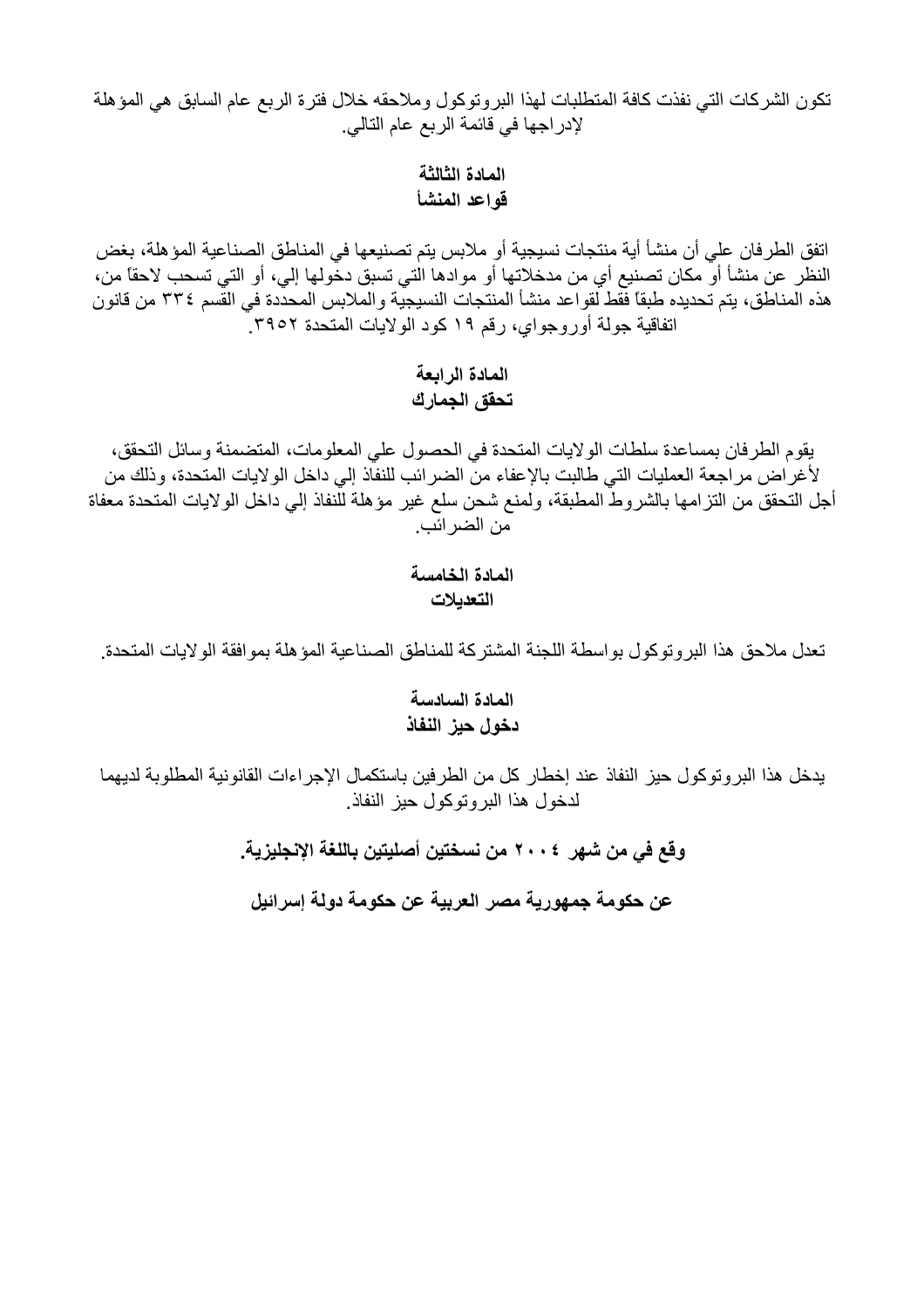تكون الشركات التي نفذت كافة المتطلبات لهذا البروتوكول وملاحقه خلال فترة الربع عام السابق هي المؤهلة لإدراجها في قائمة الربع عام التالي.

**المادة الثالثة**
**قواعد المنشأ**

اتفق الطرفان علي أن منشأ أية منتجات نسيجية أو ملابس يتم تصنيعها في المناطق الصناعية المؤهلة، بغض النظر عن منشأ أو مكان تصنيع أي من مدخلاتها أو موادها التي تسبق دخولها إلي، أو التي تسحب لاحقاً من، هذه المناطق، يتم تحديده طبقاً فقط لقواعد منشأ المنتجات النسيجية والملابس المحددة في القسم ٣٣٤ من قانون اتفاقية جولة أوروجواي، رقم ١٩ كود الولايات المتحدة ٣٩٥٢.

**المادة الرابعة**
**تحقق الجمارك**

يقوم الطرفان بمساعدة سلطات الولايات المتحدة في الحصول علي المعلومات، المتضمنة وسائل التحقق، لأغراض مراجعة العمليات التي طالبت بالإعفاء من الضرائب للنفاذ إلي داخل الولايات المتحدة، وذلك من أجل التحقق من التزامها بالشروط المطبقة، ولمنع شحن سلع غير مؤهلة للنفاذ إلي داخل الولايات المتحدة معفاة من الضرائب.

**المادة الخامسة**
**التعديلات**

تعدل ملاحق هذا البروتوكول بواسطة اللجنة المشتركة للمناطق الصناعية المؤهلة بموافقة الولايات المتحدة.

**المادة السادسة**
**دخول حيز النفاذ**

يدخل هذا البروتوكول حيز النفاذ عند إخطار كل من الطرفين باستكمال الإجراءات القانونية المطلوبة لديهما لدخول هذا البروتوكول حيز النفاذ.

**وقع في من شهر ٢٠٠٤ من نسختين أصليتين باللغة الإنجليزية.**

**عن حكومة جمهورية مصر العربية عن حكومة دولة إسرائيل**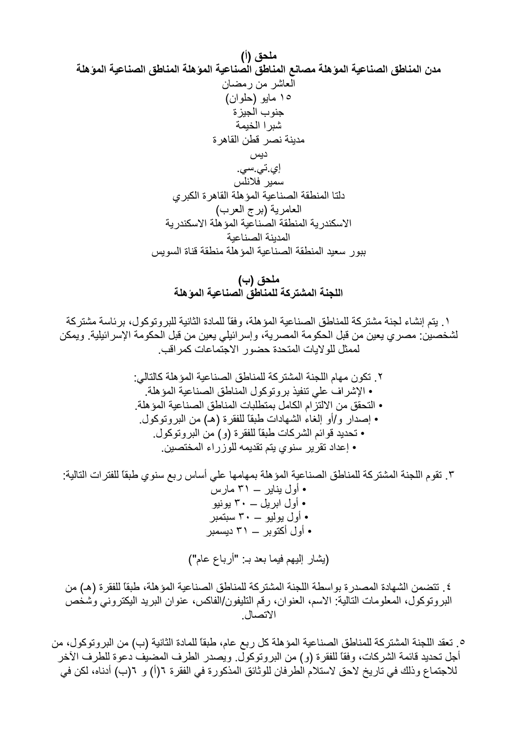# ملحق (أ)

**مدن المناطق الصناعية المؤهلة مصانع المناطق الصناعية المؤهلة المناطق الصناعية المؤهلة**

العاشر من رمضان

١٥ مايو (حلوان)

جنوب الجيزة

شبرا الخيمة

مدينة نصر قطن القاهرة

ديس

إي.تي.سي.

سمير فلانلس

دلتا المنطقة الصناعية المؤهلة القاهرة الكبري

العامرية (برج العرب)

الاسكندرية المنطقة الصناعية المؤهلة الاسكندرية

المدينة الصناعية

ببور سعيد المنطقة الصناعية المؤهلة منطقة قناة السويس

# ملحق (ب)

## اللجنة المشتركة للمناطق الصناعية المؤهلة

١. يتم إنشاء لجنة مشتركة للمناطق الصناعية المؤهلة، وفقاً للمادة الثانية للبروتوكول، برئاسة مشتركة لشخصين: مصري يعين من قبل الحكومة المصرية، وإسرائيلي يعين من قبل الحكومة الإسرائيلية. ويمكن لممثل للولايات المتحدة حضور الاجتماعات كمراقب.

٢. تكون مهام اللجنة المشتركة للمناطق الصناعية المؤهلة كالتالي:

- الإشراف علي تنفيذ بروتوكول المناطق الصناعية المؤهلة.
- التحقق من الالتزام الكامل بمتطلبات المناطق الصناعية المؤهلة.
- إصدار و/أو إلغاء الشهادات طبقاً للفقرة (هـ) من البروتوكول.
- تحديد قوائم الشركات طبقاً للفقرة (و) من البروتوكول.
- إعداد تقرير سنوي يتم تقديمه للوزراء المختصين.

٣. تقوم اللجنة المشتركة للمناطق الصناعية المؤهلة بمهامها علي أساس ربع سنوي طبقاً للفترات التالية:

- أول يناير – ٣١ مارس
- أول ابريل – ٣٠ يونيو
- أول يوليو – ٣٠ سبتمبر
- أول أكتوبر – ٣١ ديسمبر

(يشار إليهم فيما بعد بـ: "أرباع عام")

٤. تتضمن الشهادة المصدرة بواسطة اللجنة المشتركة للمناطق الصناعية المؤهلة، طبقاً للفقرة (هـ) من البروتوكول، المعلومات التالية: الاسم، العنوان، رقم التليفون/الفاكس، عنوان البريد اليكتروني وشخص الاتصال.

٥. تعقد اللجنة المشتركة للمناطق الصناعية المؤهلة كل ربع عام، طبقاً للمادة الثانية (ب) من البروتوكول، من أجل تحديد قائمة الشركات، وفقاً للفقرة (و) من البروتوكول. ويصدر الطرف المضيف دعوة للطرف الآخر للاجتماع وذلك في تاريخ لاحق لاستلام الطرفان للوثائق المذكورة في الفقرة ٦(أ) و ٦(ب) أدناه، لكن في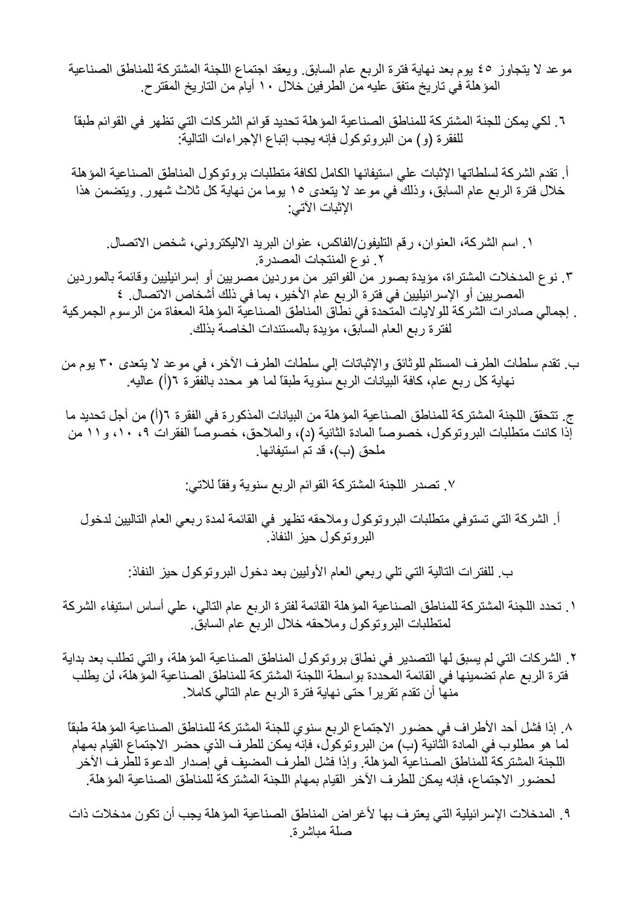موعد لا يتجاوز ٤٥ يوم بعد نهاية فترة الربع عام السابق. ويعقد اجتماع اللجنة المشتركة للمناطق الصناعية المؤهلة في تاريخ متفق عليه من الطرفين خلال ١٠ أيام من التاريخ المقترح.

٦. لكي يمكن للجنة المشتركة للمناطق الصناعية المؤهلة تحديد قوائم الشركات التي تظهر في القوائم طبقاً للفقرة (و) من البروتوكول فإنه يجب إتباع الإجراءات التالية:

أ. تقدم الشركة لسلطاتها الإثبات علي استيفائها الكامل لكافة متطلبات بروتوكول المناطق الصناعية المؤهلة خلال فترة الربع عام السابق، وذلك في موعد لا يتعدى ١٥ يوما من نهاية كل ثلاث شهور. ويتضمن هذا الإثبات الآتي:

١. اسم الشركة، العنوان، رقم التليفون/الفاكس، عنوان البريد الاليكتروني، شخص الاتصال.
٢. نوع المنتجات المصدرة.
٣. نوع المدخلات المشتراة، مؤيدة بصور من الفواتير من موردين مصريين أو إسرائيليين وقائمة بالموردين المصريين أو الإسرائيليين في فترة الربع عام الأخير، بما في ذلك أشخاص الاتصال. ٤. إجمالي صادرات الشركة للولايات المتحدة في نطاق المناطق الصناعية المؤهلة المعفاة من الرسوم الجمركية لفترة ربع العام السابق، مؤيدة بالمستندات الخاصة بذلك.

ب. تقدم سلطات الطرف المستلم للوثائق والإثباتات إلي سلطات الطرف الآخر، في موعد لا يتعدى ٣٠ يوم من نهاية كل ربع عام، كافة البيانات الربع سنوية طبقاً لما هو محدد بالفقرة ٦(أ) عاليه.

ج. تتحقق اللجنة المشتركة للمناطق الصناعية المؤهلة من البيانات المذكورة في الفقرة ٦(أ) من أجل تحديد ما إذا كانت متطلبات البروتوكول، خصوصاً المادة الثانية (د)، والملاحق، خصوصاً الفقرات ٩، ١٠، و١١ من ملحق (ب)، قد تم استيفائها.

٧. تصدر اللجنة المشتركة القوائم الربع سنوية وفقاً للاتي:

أ. الشركة التي تستوفي متطلبات البروتوكول وملاحقه تظهر في القائمة لمدة ربعي العام التاليين لدخول البروتوكول حيز النفاذ.

ب. للفترات التالية التي تلي ربعي العام الأوليين بعد دخول البروتوكول حيز النفاذ:

١. تحدد اللجنة المشتركة للمناطق الصناعية المؤهلة القائمة لفترة الربع عام التالي، علي أساس استيفاء الشركة لمتطلبات البروتوكول وملاحقه خلال الربع عام السابق.

٢. الشركات التي لم يسبق لها التصدير في نطاق بروتوكول المناطق الصناعية المؤهلة، والتي تطلب بعد بداية فترة الربع عام تضمينها في القائمة المحددة بواسطة اللجنة المشتركة للمناطق الصناعية المؤهلة، لن يطلب منها أن تقدم تقريراً حتى نهاية فترة الربع عام التالي كاملا.

٨. إذا فشل أحد الأطراف في حضور الاجتماع الربع سنوي للجنة المشتركة للمناطق الصناعية المؤهلة طبقاً لما هو مطلوب في المادة الثانية (ب) من البروتوكول، فإنه يمكن للطرف الذي حضر الاجتماع القيام بمهام اللجنة المشتركة للمناطق الصناعية المؤهلة. وإذا فشل الطرف المضيف في إصدار الدعوة للطرف الآخر لحضور الاجتماع، فإنه يمكن للطرف الآخر القيام بمهام اللجنة المشتركة للمناطق الصناعية المؤهلة.

٩. المدخلات الإسرائيلية التي يعترف بها لأغراض المناطق الصناعية المؤهلة يجب أن تكون مدخلات ذات صلة مباشرة.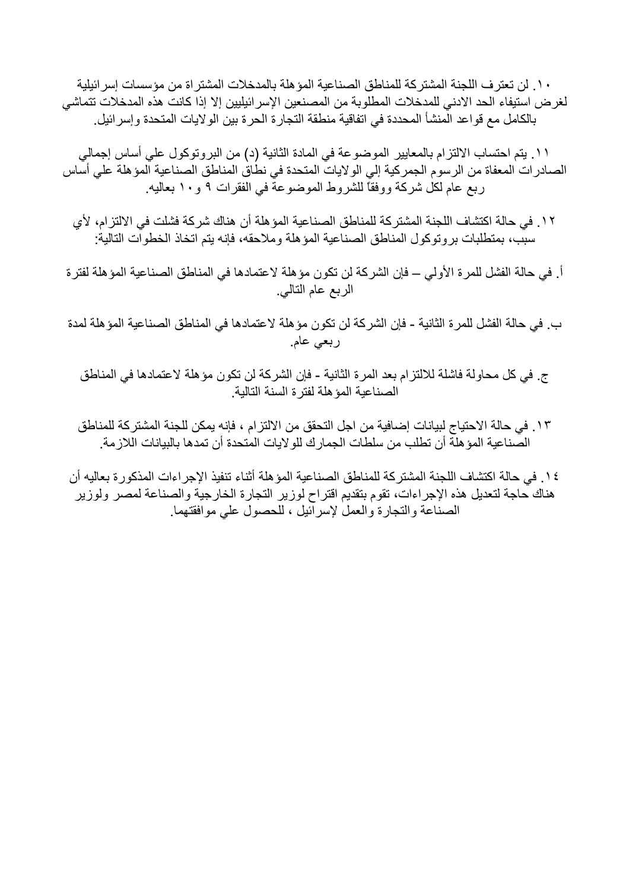١٠. لن تعترف اللجنة المشتركة للمناطق الصناعية المؤهلة بالمدخلات المشتراة من مؤسسات إسرائيلية لغرض استيفاء الحد الادني للمدخلات المطلوبة من المصنعين الإسرائيليين إلا إذا كانت هذه المدخلات تتماشي بالكامل مع قواعد المنشأ المحددة في اتفاقية منطقة التجارة الحرة بين الولايات المتحدة وإسرائيل.

١١. يتم احتساب الالتزام بالمعايير الموضوعة في المادة الثانية (د) من البروتوكول علي أساس إجمالي الصادرات المعفاة من الرسوم الجمركية إلي الولايات المتحدة في نطاق المناطق الصناعية المؤهلة علي أساس ربع عام لكل شركة ووفقاً للشروط الموضوعة في الفقرات ٩ و١٠ بعاليه.

١٢. في حالة اكتشاف اللجنة المشتركة للمناطق الصناعية المؤهلة أن هناك شركة فشلت في الالتزام، لأي سبب، بمتطلبات بروتوكول المناطق الصناعية المؤهلة وملاحقه، فإنه يتم اتخاذ الخطوات التالية:

أ. في حالة الفشل للمرة الأولي – فإن الشركة لن تكون مؤهلة لاعتمادها في المناطق الصناعية المؤهلة لفترة الربع عام التالي.

ب. في حالة الفشل للمرة الثانية - فإن الشركة لن تكون مؤهلة لاعتمادها في المناطق الصناعية المؤهلة لمدة ربعي عام.

ج. في كل محاولة فاشلة للالتزام بعد المرة الثانية - فإن الشركة لن تكون مؤهلة لاعتمادها في المناطق الصناعية المؤهلة لفترة السنة التالية.

١٣. في حالة الاحتياج لبيانات إضافية من اجل التحقق من الالتزام ، فإنه يمكن للجنة المشتركة للمناطق الصناعية المؤهلة أن تطلب من سلطات الجمارك للولايات المتحدة أن تمدها بالبيانات اللازمة.

١٤. في حالة اكتشاف اللجنة المشتركة للمناطق الصناعية المؤهلة أثناء تنفيذ الإجراءات المذكورة بعاليه أن هناك حاجة لتعديل هذه الإجراءات، تقوم بتقديم اقتراح لوزير التجارة الخارجية والصناعة لمصر ولوزير الصناعة والتجارة والعمل لإسرائيل ، للحصول علي موافقتهما.